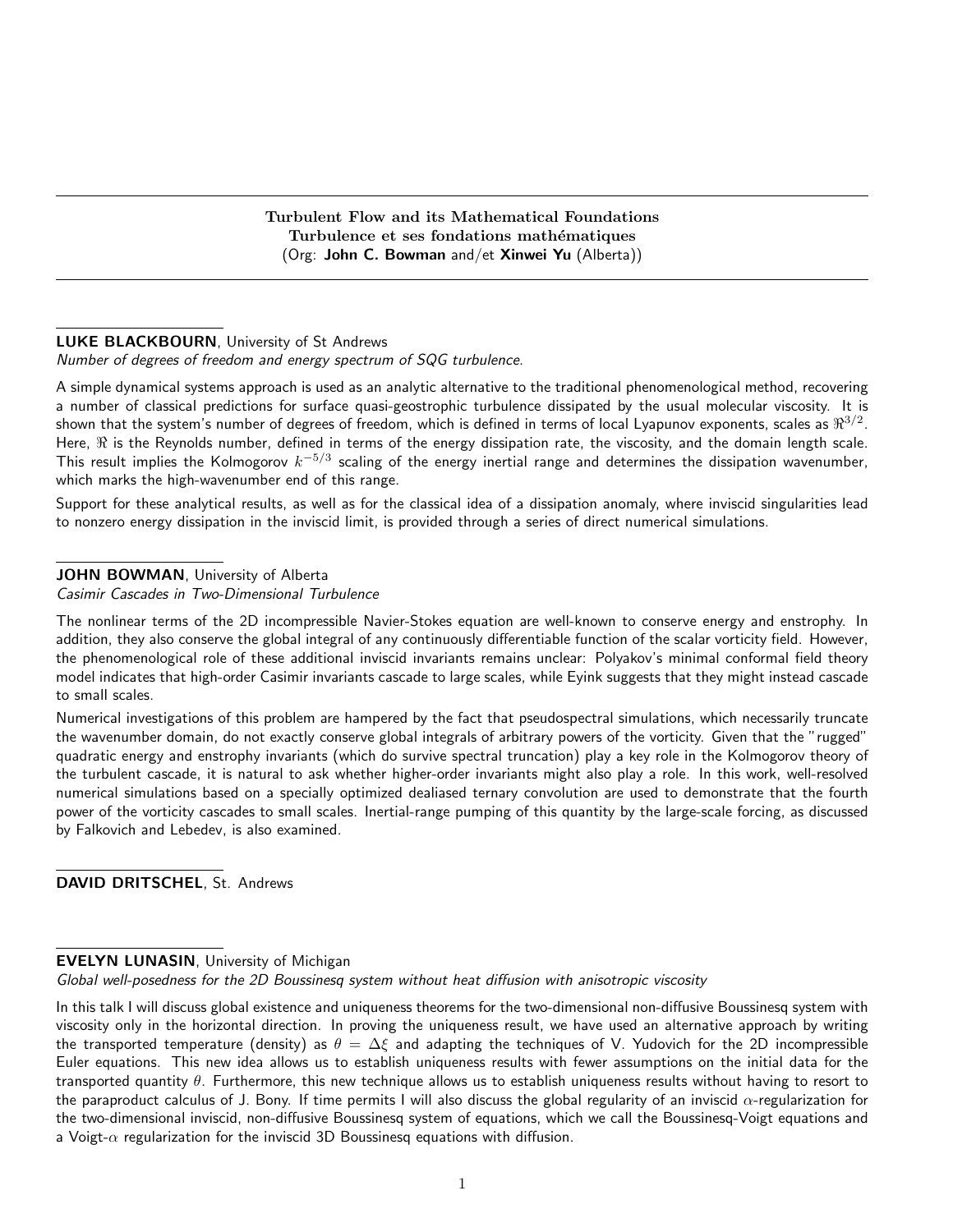## Turbulent Flow and its Mathematical Foundations
## Turbulence et ses fondations mathématiques
(Org: **John C. Bowman** and/et **Xinwei Yu** (Alberta))

---

**LUKE BLACKBOURN**, University of St Andrews
*Number of degrees of freedom and energy spectrum of SQG turbulence.*

A simple dynamical systems approach is used as an analytic alternative to the traditional phenomenological method, recovering a number of classical predictions for surface quasi-geostrophic turbulence dissipated by the usual molecular viscosity. It is shown that the system's number of degrees of freedom, which is defined in terms of local Lyapunov exponents, scales as $\Re^{3/2}$. Here, $\Re$ is the Reynolds number, defined in terms of the energy dissipation rate, the viscosity, and the domain length scale. This result implies the Kolmogorov $k^{-5/3}$ scaling of the energy inertial range and determines the dissipation wavenumber, which marks the high-wavenumber end of this range.

Support for these analytical results, as well as for the classical idea of a dissipation anomaly, where inviscid singularities lead to nonzero energy dissipation in the inviscid limit, is provided through a series of direct numerical simulations.

---

**JOHN BOWMAN**, University of Alberta
*Casimir Cascades in Two-Dimensional Turbulence*

The nonlinear terms of the 2D incompressible Navier-Stokes equation are well-known to conserve energy and enstrophy. In addition, they also conserve the global integral of any continuously differentiable function of the scalar vorticity field. However, the phenomenological role of these additional inviscid invariants remains unclear: Polyakov's minimal conformal field theory model indicates that high-order Casimir invariants cascade to large scales, while Eyink suggests that they might instead cascade to small scales.

Numerical investigations of this problem are hampered by the fact that pseudospectral simulations, which necessarily truncate the wavenumber domain, do not exactly conserve global integrals of arbitrary powers of the vorticity. Given that the "rugged" quadratic energy and enstrophy invariants (which do survive spectral truncation) play a key role in the Kolmogorov theory of the turbulent cascade, it is natural to ask whether higher-order invariants might also play a role. In this work, well-resolved numerical simulations based on a specially optimized dealiased ternary convolution are used to demonstrate that the fourth power of the vorticity cascades to small scales. Inertial-range pumping of this quantity by the large-scale forcing, as discussed by Falkovich and Lebedev, is also examined.

---

**DAVID DRITSCHEL**, St. Andrews

---

**EVELYN LUNASIN**, University of Michigan
*Global well-posedness for the 2D Boussinesq system without heat diffusion with anisotropic viscosity*

In this talk I will discuss global existence and uniqueness theorems for the two-dimensional non-diffusive Boussinesq system with viscosity only in the horizontal direction. In proving the uniqueness result, we have used an alternative approach by writing the transported temperature (density) as $\theta = \Delta\xi$ and adapting the techniques of V. Yudovich for the 2D incompressible Euler equations. This new idea allows us to establish uniqueness results with fewer assumptions on the initial data for the transported quantity $\theta$. Furthermore, this new technique allows us to establish uniqueness results without having to resort to the paraproduct calculus of J. Bony. If time permits I will also discuss the global regularity of an inviscid $\alpha$-regularization for the two-dimensional inviscid, non-diffusive Boussinesq system of equations, which we call the Boussinesq-Voigt equations and a Voigt-$\alpha$ regularization for the inviscid 3D Boussinesq equations with diffusion.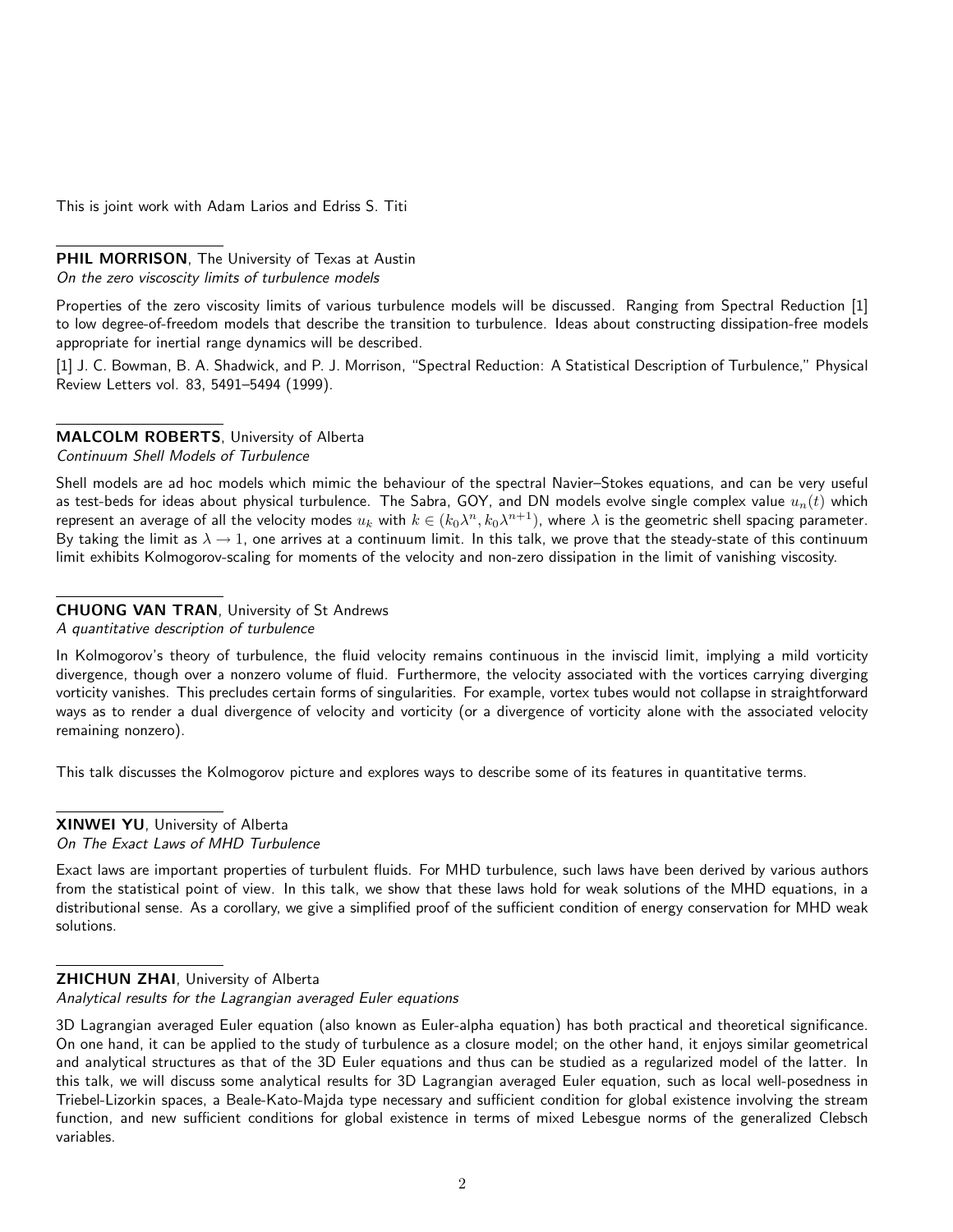This is joint work with Adam Larios and Edriss S. Titi

---

**PHIL MORRISON**, The University of Texas at Austin
*On the zero viscoscity limits of turbulence models*

Properties of the zero viscosity limits of various turbulence models will be discussed. Ranging from Spectral Reduction [1] to low degree-of-freedom models that describe the transition to turbulence. Ideas about constructing dissipation-free models appropriate for inertial range dynamics will be described.

[1] J. C. Bowman, B. A. Shadwick, and P. J. Morrison, "Spectral Reduction: A Statistical Description of Turbulence," Physical Review Letters vol. 83, 5491–5494 (1999).

---

**MALCOLM ROBERTS**, University of Alberta
*Continuum Shell Models of Turbulence*

Shell models are ad hoc models which mimic the behaviour of the spectral Navier–Stokes equations, and can be very useful as test-beds for ideas about physical turbulence. The Sabra, GOY, and DN models evolve single complex value $u_n(t)$ which represent an average of all the velocity modes $u_k$ with $k \in (k_0\lambda^n, k_0\lambda^{n+1})$, where $\lambda$ is the geometric shell spacing parameter. By taking the limit as $\lambda \to 1$, one arrives at a continuum limit. In this talk, we prove that the steady-state of this continuum limit exhibits Kolmogorov-scaling for moments of the velocity and non-zero dissipation in the limit of vanishing viscosity.

---

**CHUONG VAN TRAN**, University of St Andrews
*A quantitative description of turbulence*

In Kolmogorov's theory of turbulence, the fluid velocity remains continuous in the inviscid limit, implying a mild vorticity divergence, though over a nonzero volume of fluid. Furthermore, the velocity associated with the vortices carrying diverging vorticity vanishes. This precludes certain forms of singularities. For example, vortex tubes would not collapse in straightforward ways as to render a dual divergence of velocity and vorticity (or a divergence of vorticity alone with the associated velocity remaining nonzero).

This talk discusses the Kolmogorov picture and explores ways to describe some of its features in quantitative terms.

---

**XINWEI YU**, University of Alberta
*On The Exact Laws of MHD Turbulence*

Exact laws are important properties of turbulent fluids. For MHD turbulence, such laws have been derived by various authors from the statistical point of view. In this talk, we show that these laws hold for weak solutions of the MHD equations, in a distributional sense. As a corollary, we give a simplified proof of the sufficient condition of energy conservation for MHD weak solutions.

---

**ZHICHUN ZHAI**, University of Alberta
*Analytical results for the Lagrangian averaged Euler equations*

3D Lagrangian averaged Euler equation (also known as Euler-alpha equation) has both practical and theoretical significance. On one hand, it can be applied to the study of turbulence as a closure model; on the other hand, it enjoys similar geometrical and analytical structures as that of the 3D Euler equations and thus can be studied as a regularized model of the latter. In this talk, we will discuss some analytical results for 3D Lagrangian averaged Euler equation, such as local well-posedness in Triebel-Lizorkin spaces, a Beale-Kato-Majda type necessary and sufficient condition for global existence involving the stream function, and new sufficient conditions for global existence in terms of mixed Lebesgue norms of the generalized Clebsch variables.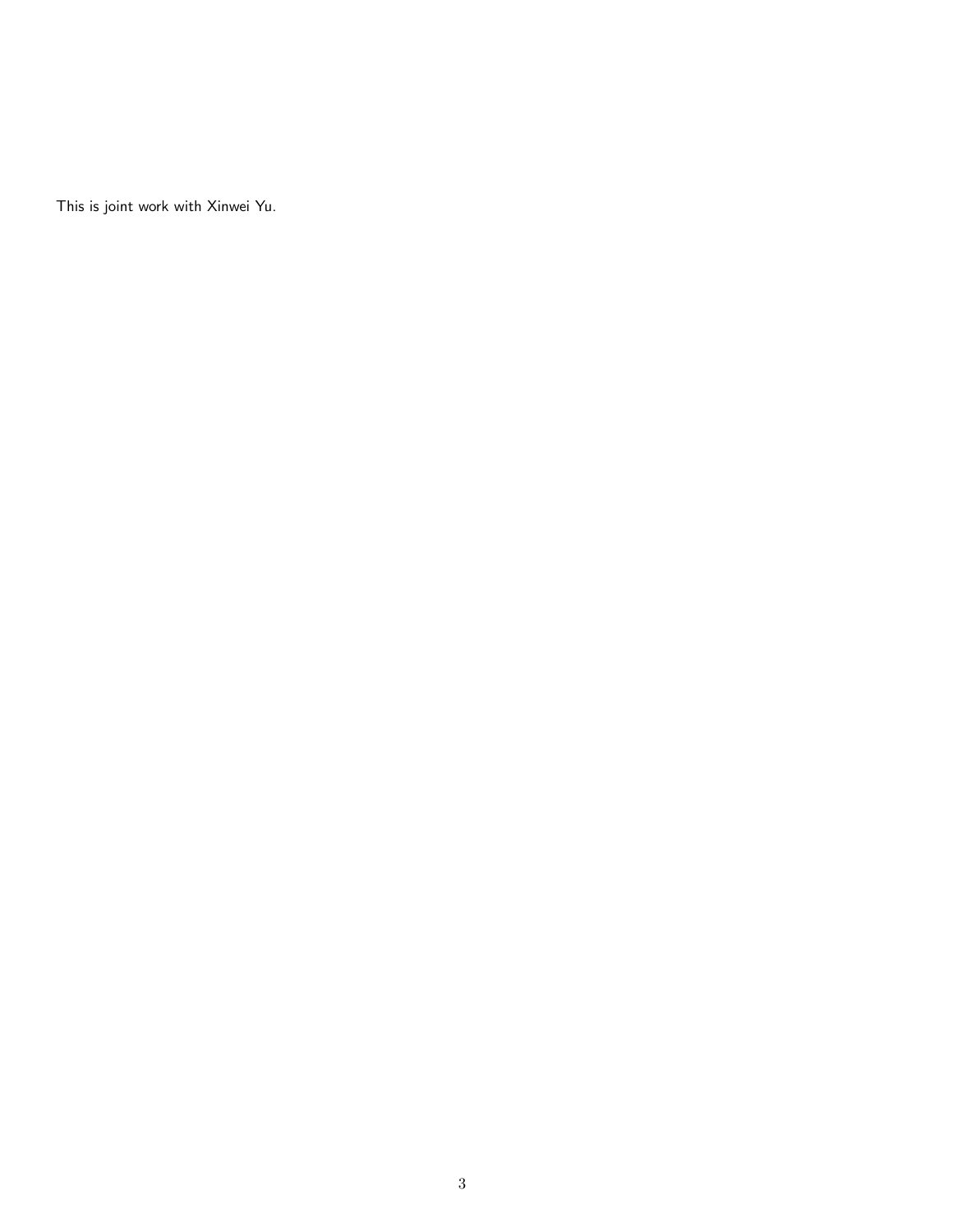This is joint work with Xinwei Yu.